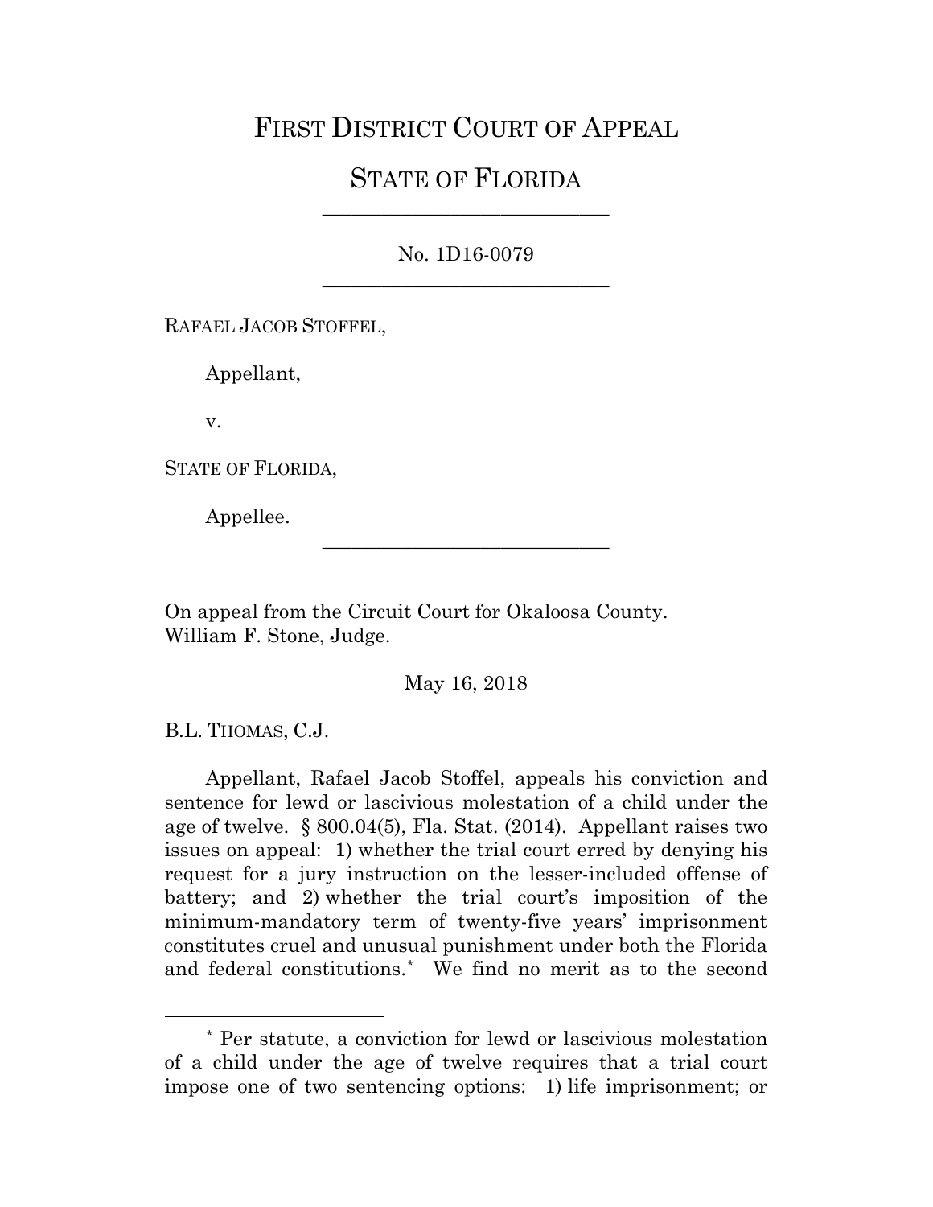# FIRST DISTRICT COURT OF APPEAL

# STATE OF FLORIDA

---

No. 1D16-0079

---

RAFAEL JACOB STOFFEL,

Appellant,

v.

STATE OF FLORIDA,

Appellee.

---

On appeal from the Circuit Court for Okaloosa County.
William F. Stone, Judge.

May 16, 2018

B.L. THOMAS, C.J.

Appellant, Rafael Jacob Stoffel, appeals his conviction and sentence for lewd or lascivious molestation of a child under the age of twelve. § 800.04(5), Fla. Stat. (2014). Appellant raises two issues on appeal: 1) whether the trial court erred by denying his request for a jury instruction on the lesser-included offense of battery; and 2) whether the trial court's imposition of the minimum-mandatory term of twenty-five years' imprisonment constitutes cruel and unusual punishment under both the Florida and federal constitutions.* We find no merit as to the second

---

* Per statute, a conviction for lewd or lascivious molestation of a child under the age of twelve requires that a trial court impose one of two sentencing options: 1) life imprisonment; or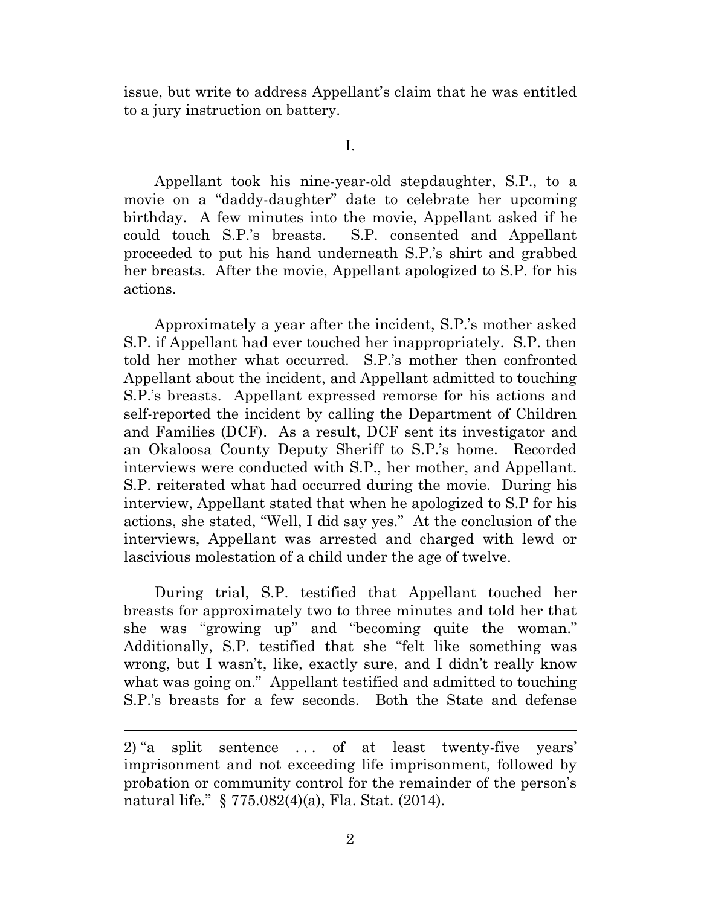issue, but write to address Appellant's claim that he was entitled to a jury instruction on battery.

I.

Appellant took his nine-year-old stepdaughter, S.P., to a movie on a "daddy-daughter" date to celebrate her upcoming birthday. A few minutes into the movie, Appellant asked if he could touch S.P.'s breasts. S.P. consented and Appellant proceeded to put his hand underneath S.P.'s shirt and grabbed her breasts. After the movie, Appellant apologized to S.P. for his actions.

Approximately a year after the incident, S.P.'s mother asked S.P. if Appellant had ever touched her inappropriately. S.P. then told her mother what occurred. S.P.'s mother then confronted Appellant about the incident, and Appellant admitted to touching S.P.'s breasts. Appellant expressed remorse for his actions and self-reported the incident by calling the Department of Children and Families (DCF). As a result, DCF sent its investigator and an Okaloosa County Deputy Sheriff to S.P.'s home. Recorded interviews were conducted with S.P., her mother, and Appellant. S.P. reiterated what had occurred during the movie. During his interview, Appellant stated that when he apologized to S.P for his actions, she stated, "Well, I did say yes." At the conclusion of the interviews, Appellant was arrested and charged with lewd or lascivious molestation of a child under the age of twelve.

During trial, S.P. testified that Appellant touched her breasts for approximately two to three minutes and told her that she was "growing up" and "becoming quite the woman." Additionally, S.P. testified that she "felt like something was wrong, but I wasn't, like, exactly sure, and I didn't really know what was going on." Appellant testified and admitted to touching S.P.'s breasts for a few seconds. Both the State and defense

---

2) "a split sentence . . . of at least twenty-five years' imprisonment and not exceeding life imprisonment, followed by probation or community control for the remainder of the person's natural life." § 775.082(4)(a), Fla. Stat. (2014).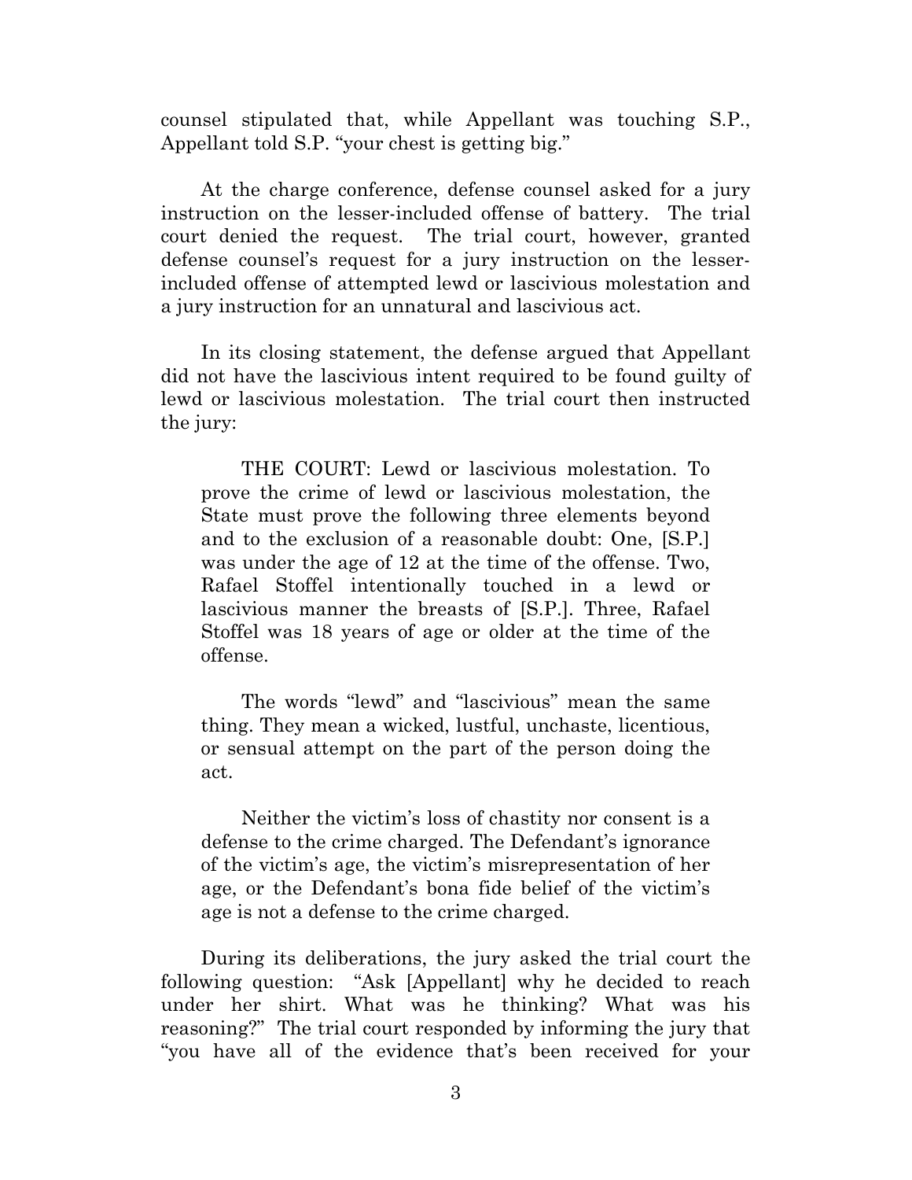counsel stipulated that, while Appellant was touching S.P., Appellant told S.P. "your chest is getting big."

At the charge conference, defense counsel asked for a jury instruction on the lesser-included offense of battery. The trial court denied the request. The trial court, however, granted defense counsel's request for a jury instruction on the lesser-included offense of attempted lewd or lascivious molestation and a jury instruction for an unnatural and lascivious act.

In its closing statement, the defense argued that Appellant did not have the lascivious intent required to be found guilty of lewd or lascivious molestation. The trial court then instructed the jury:

> THE COURT: Lewd or lascivious molestation. To prove the crime of lewd or lascivious molestation, the State must prove the following three elements beyond and to the exclusion of a reasonable doubt: One, [S.P.] was under the age of 12 at the time of the offense. Two, Rafael Stoffel intentionally touched in a lewd or lascivious manner the breasts of [S.P.]. Three, Rafael Stoffel was 18 years of age or older at the time of the offense.
>
> The words "lewd" and "lascivious" mean the same thing. They mean a wicked, lustful, unchaste, licentious, or sensual attempt on the part of the person doing the act.
>
> Neither the victim's loss of chastity nor consent is a defense to the crime charged. The Defendant's ignorance of the victim's age, the victim's misrepresentation of her age, or the Defendant's bona fide belief of the victim's age is not a defense to the crime charged.

During its deliberations, the jury asked the trial court the following question: "Ask [Appellant] why he decided to reach under her shirt. What was he thinking? What was his reasoning?" The trial court responded by informing the jury that "you have all of the evidence that's been received for your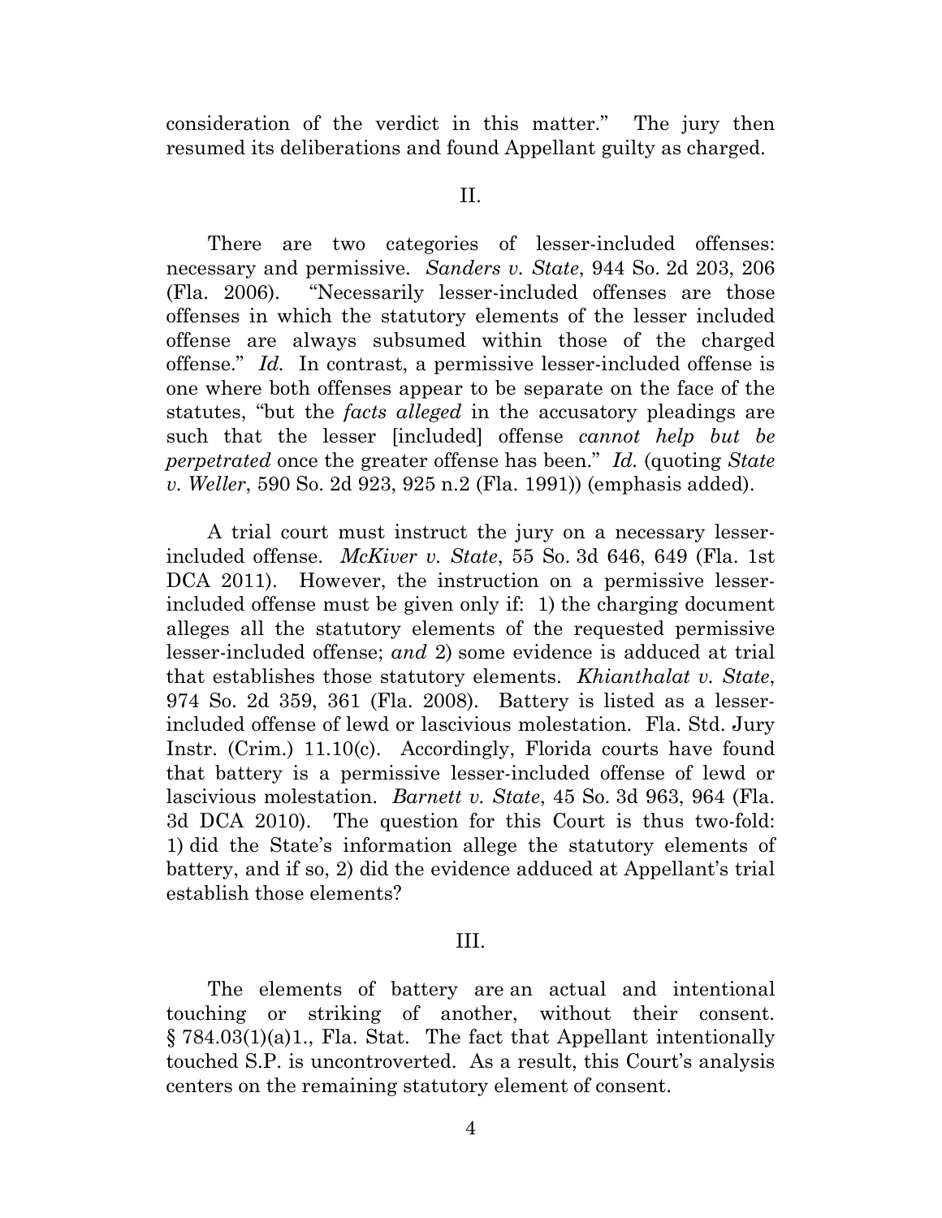consideration of the verdict in this matter." The jury then resumed its deliberations and found Appellant guilty as charged.

II.

There are two categories of lesser-included offenses: necessary and permissive. *Sanders v. State*, 944 So. 2d 203, 206 (Fla. 2006). "Necessarily lesser-included offenses are those offenses in which the statutory elements of the lesser included offense are always subsumed within those of the charged offense." *Id.* In contrast, a permissive lesser-included offense is one where both offenses appear to be separate on the face of the statutes, "but the *facts alleged* in the accusatory pleadings are such that the lesser [included] offense *cannot help but be perpetrated* once the greater offense has been." *Id.* (quoting *State v. Weller*, 590 So. 2d 923, 925 n.2 (Fla. 1991)) (emphasis added).

A trial court must instruct the jury on a necessary lesser-included offense. *McKiver v. State*, 55 So. 3d 646, 649 (Fla. 1st DCA 2011). However, the instruction on a permissive lesser-included offense must be given only if: 1) the charging document alleges all the statutory elements of the requested permissive lesser-included offense; *and* 2) some evidence is adduced at trial that establishes those statutory elements. *Khianthalat v. State*, 974 So. 2d 359, 361 (Fla. 2008). Battery is listed as a lesser-included offense of lewd or lascivious molestation. Fla. Std. Jury Instr. (Crim.) 11.10(c). Accordingly, Florida courts have found that battery is a permissive lesser-included offense of lewd or lascivious molestation. *Barnett v. State*, 45 So. 3d 963, 964 (Fla. 3d DCA 2010). The question for this Court is thus two-fold: 1) did the State's information allege the statutory elements of battery, and if so, 2) did the evidence adduced at Appellant's trial establish those elements?

III.

The elements of battery are an actual and intentional touching or striking of another, without their consent. § 784.03(1)(a)1., Fla. Stat. The fact that Appellant intentionally touched S.P. is uncontroverted. As a result, this Court's analysis centers on the remaining statutory element of consent.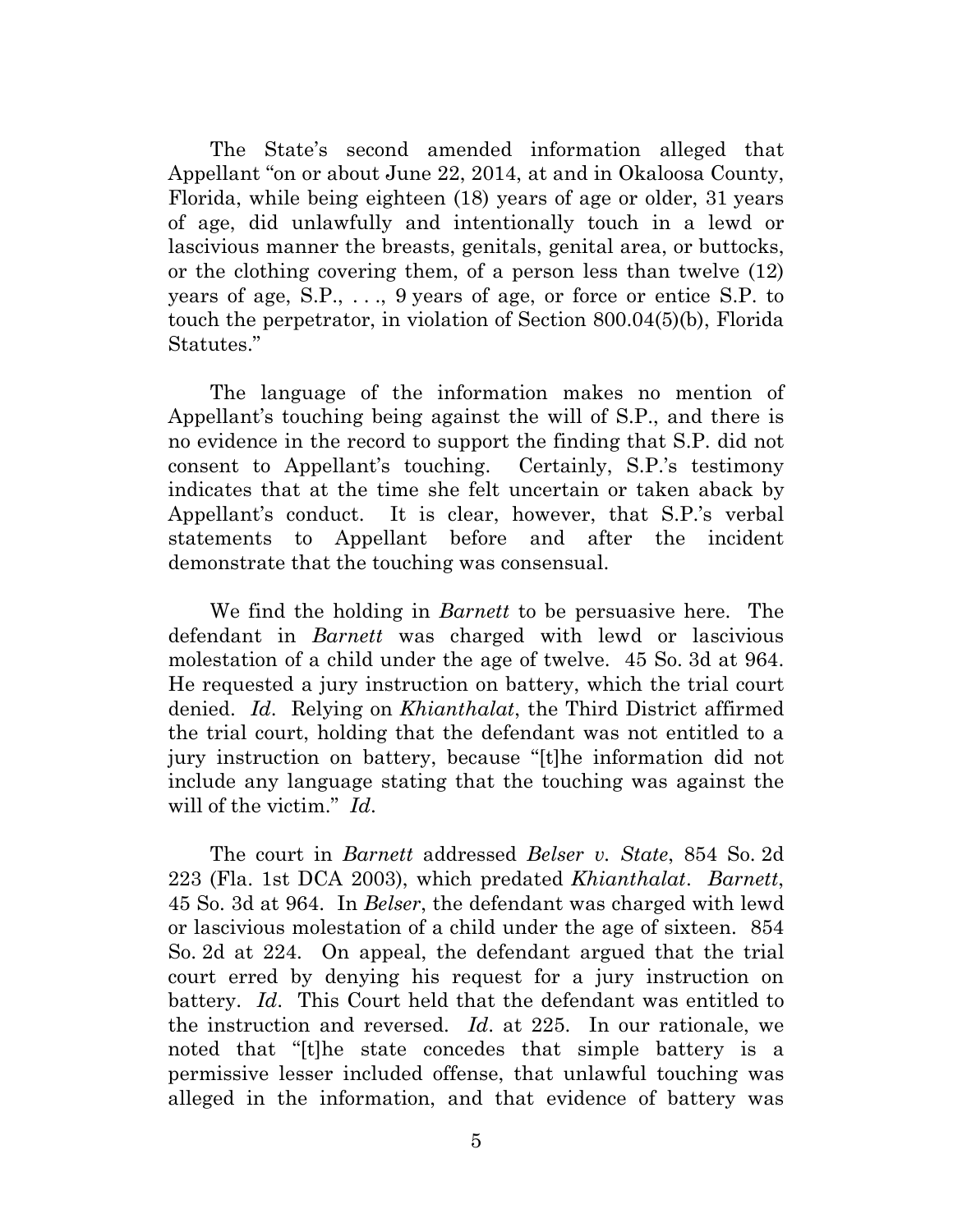The State's second amended information alleged that Appellant "on or about June 22, 2014, at and in Okaloosa County, Florida, while being eighteen (18) years of age or older, 31 years of age, did unlawfully and intentionally touch in a lewd or lascivious manner the breasts, genitals, genital area, or buttocks, or the clothing covering them, of a person less than twelve (12) years of age, S.P., . . ., 9 years of age, or force or entice S.P. to touch the perpetrator, in violation of Section 800.04(5)(b), Florida Statutes."

The language of the information makes no mention of Appellant's touching being against the will of S.P., and there is no evidence in the record to support the finding that S.P. did not consent to Appellant's touching. Certainly, S.P.'s testimony indicates that at the time she felt uncertain or taken aback by Appellant's conduct. It is clear, however, that S.P.'s verbal statements to Appellant before and after the incident demonstrate that the touching was consensual.

We find the holding in *Barnett* to be persuasive here. The defendant in *Barnett* was charged with lewd or lascivious molestation of a child under the age of twelve. 45 So. 3d at 964. He requested a jury instruction on battery, which the trial court denied. *Id*. Relying on *Khianthalat*, the Third District affirmed the trial court, holding that the defendant was not entitled to a jury instruction on battery, because "[t]he information did not include any language stating that the touching was against the will of the victim." *Id*.

The court in *Barnett* addressed *Belser v. State*, 854 So. 2d 223 (Fla. 1st DCA 2003), which predated *Khianthalat*. *Barnett*, 45 So. 3d at 964. In *Belser*, the defendant was charged with lewd or lascivious molestation of a child under the age of sixteen. 854 So. 2d at 224. On appeal, the defendant argued that the trial court erred by denying his request for a jury instruction on battery. *Id*. This Court held that the defendant was entitled to the instruction and reversed. *Id*. at 225. In our rationale, we noted that "[t]he state concedes that simple battery is a permissive lesser included offense, that unlawful touching was alleged in the information, and that evidence of battery was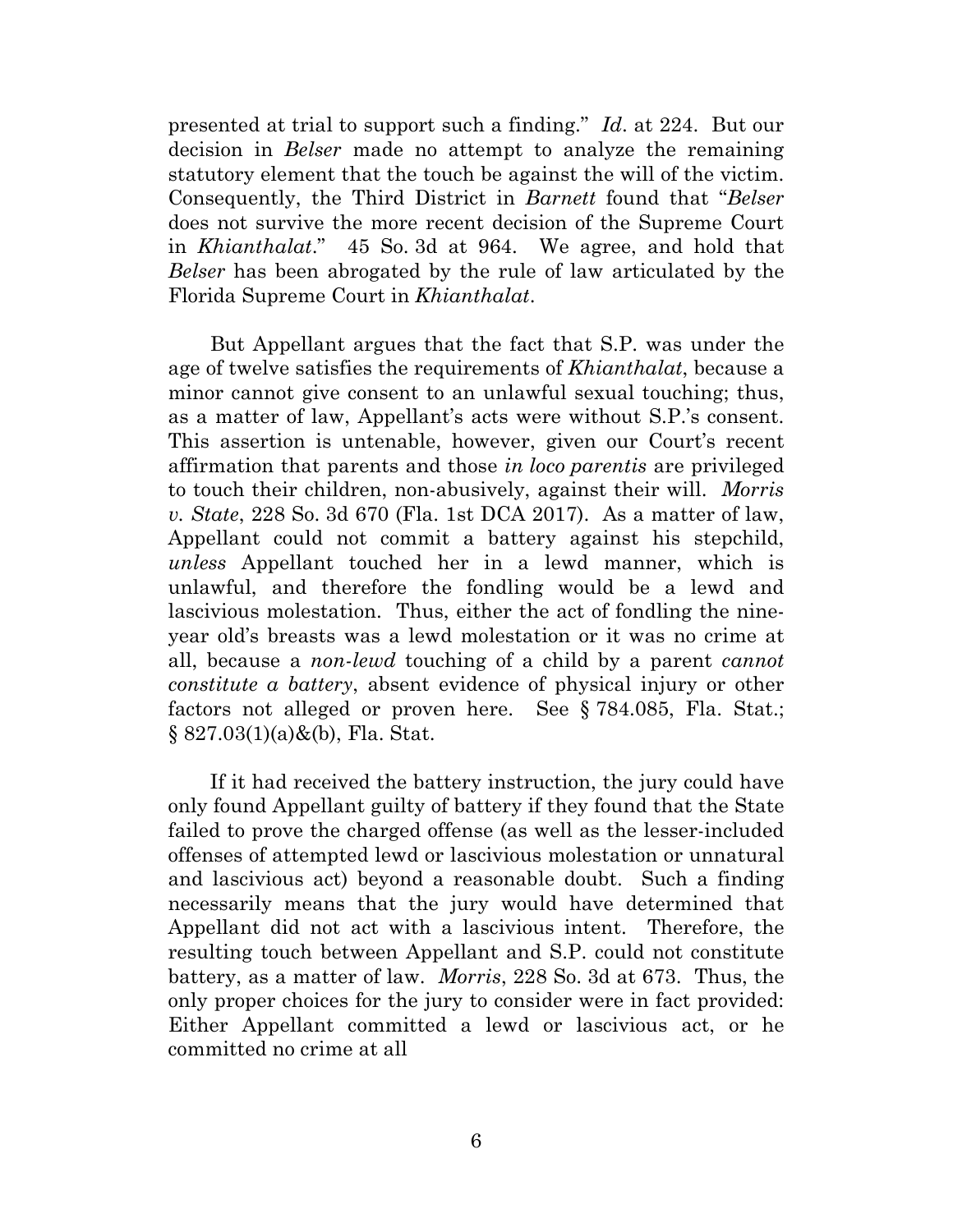presented at trial to support such a finding." *Id*. at 224. But our decision in *Belser* made no attempt to analyze the remaining statutory element that the touch be against the will of the victim. Consequently, the Third District in *Barnett* found that "*Belser* does not survive the more recent decision of the Supreme Court in *Khianthalat*." 45 So. 3d at 964. We agree, and hold that *Belser* has been abrogated by the rule of law articulated by the Florida Supreme Court in *Khianthalat*.

But Appellant argues that the fact that S.P. was under the age of twelve satisfies the requirements of *Khianthalat*, because a minor cannot give consent to an unlawful sexual touching; thus, as a matter of law, Appellant's acts were without S.P.'s consent. This assertion is untenable, however, given our Court's recent affirmation that parents and those *in loco parentis* are privileged to touch their children, non-abusively, against their will. *Morris v. State*, 228 So. 3d 670 (Fla. 1st DCA 2017). As a matter of law, Appellant could not commit a battery against his stepchild, *unless* Appellant touched her in a lewd manner, which is unlawful, and therefore the fondling would be a lewd and lascivious molestation. Thus, either the act of fondling the nine-year old's breasts was a lewd molestation or it was no crime at all, because a *non-lewd* touching of a child by a parent *cannot constitute a battery*, absent evidence of physical injury or other factors not alleged or proven here. See § 784.085, Fla. Stat.; § 827.03(1)(a)&(b), Fla. Stat.

If it had received the battery instruction, the jury could have only found Appellant guilty of battery if they found that the State failed to prove the charged offense (as well as the lesser-included offenses of attempted lewd or lascivious molestation or unnatural and lascivious act) beyond a reasonable doubt. Such a finding necessarily means that the jury would have determined that Appellant did not act with a lascivious intent. Therefore, the resulting touch between Appellant and S.P. could not constitute battery, as a matter of law. *Morris*, 228 So. 3d at 673. Thus, the only proper choices for the jury to consider were in fact provided: Either Appellant committed a lewd or lascivious act, or he committed no crime at all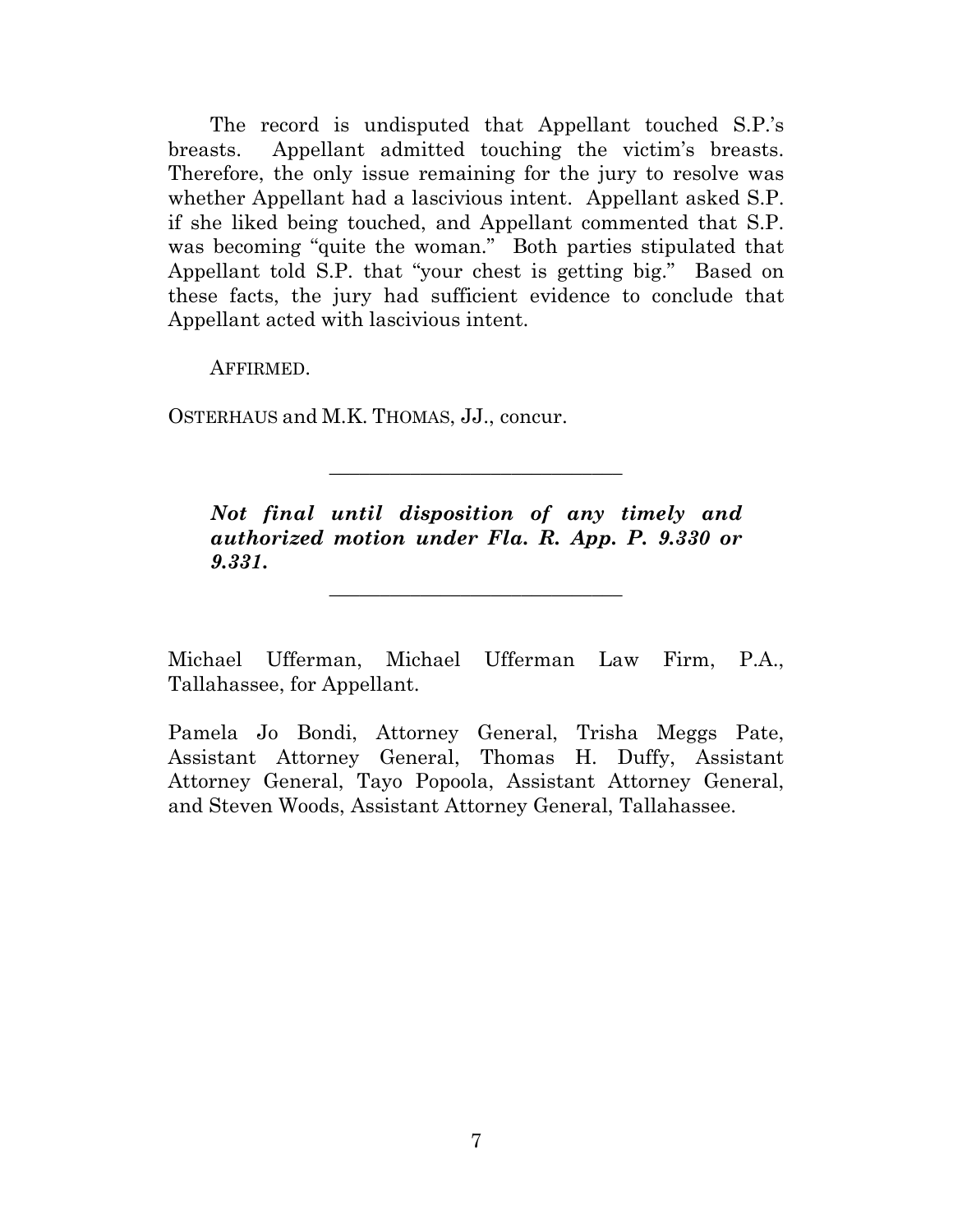The record is undisputed that Appellant touched S.P.'s breasts. Appellant admitted touching the victim's breasts. Therefore, the only issue remaining for the jury to resolve was whether Appellant had a lascivious intent. Appellant asked S.P. if she liked being touched, and Appellant commented that S.P. was becoming "quite the woman." Both parties stipulated that Appellant told S.P. that "your chest is getting big." Based on these facts, the jury had sufficient evidence to conclude that Appellant acted with lascivious intent.

AFFIRMED.

OSTERHAUS and M.K. THOMAS, JJ., concur.

---

***Not final until disposition of any timely and authorized motion under Fla. R. App. P. 9.330 or 9.331.***

---

Michael Ufferman, Michael Ufferman Law Firm, P.A., Tallahassee, for Appellant.

Pamela Jo Bondi, Attorney General, Trisha Meggs Pate, Assistant Attorney General, Thomas H. Duffy, Assistant Attorney General, Tayo Popoola, Assistant Attorney General, and Steven Woods, Assistant Attorney General, Tallahassee.